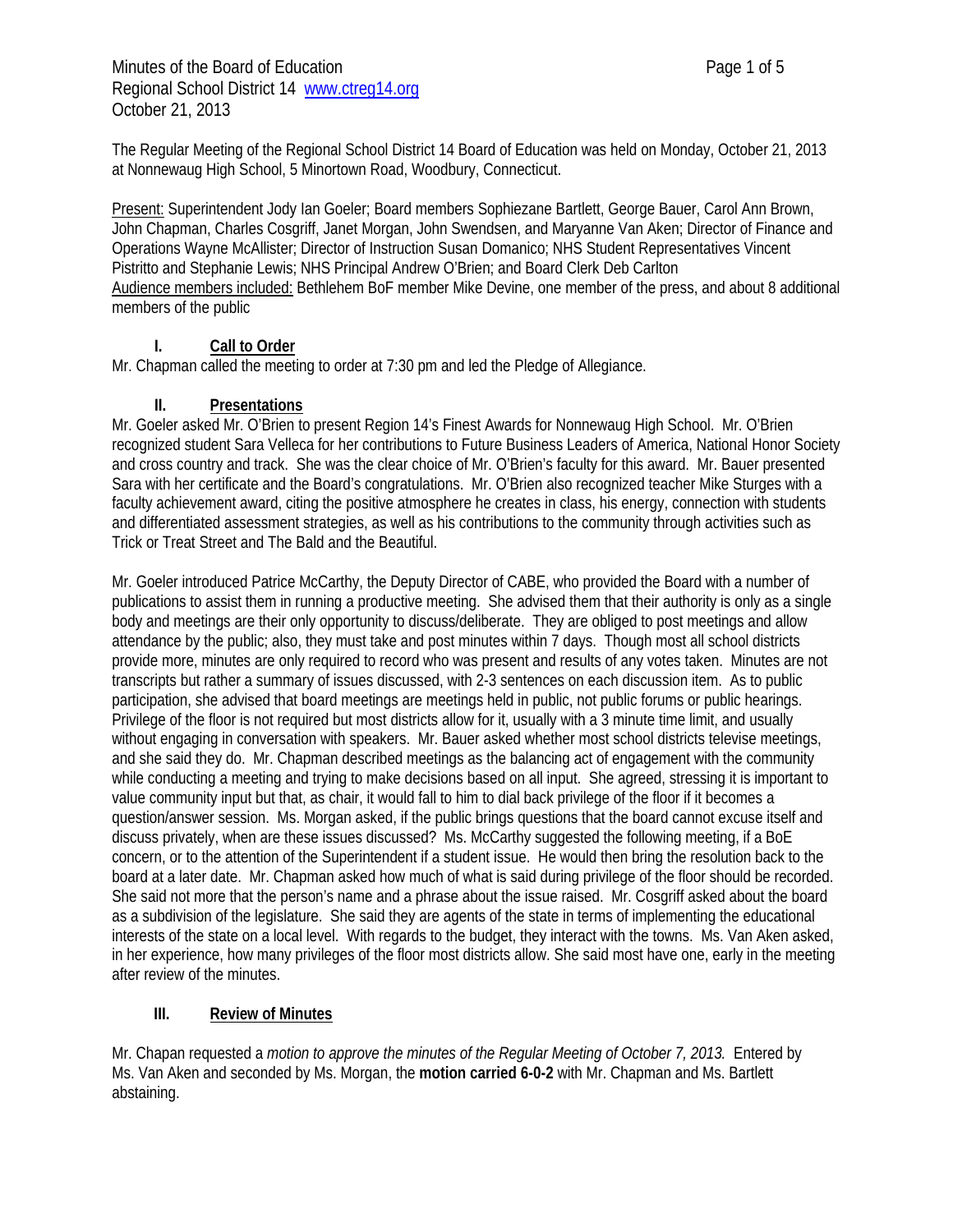Minutes of the Board of Education
Regional School District 14 www.ctreg14.org
October 21, 2013

The Regular Meeting of the Regional School District 14 Board of Education was held on Monday, October 21, 2013 at Nonnewaug High School, 5 Minortown Road, Woodbury, Connecticut.

Present: Superintendent Jody Ian Goeler; Board members Sophiezane Bartlett, George Bauer, Carol Ann Brown, John Chapman, Charles Cosgriff, Janet Morgan, John Swendsen, and Maryanne Van Aken; Director of Finance and Operations Wayne McAllister; Director of Instruction Susan Domanico; NHS Student Representatives Vincent Pistritto and Stephanie Lewis; NHS Principal Andrew O'Brien; and Board Clerk Deb Carlton
Audience members included: Bethlehem BoF member Mike Devine, one member of the press, and about 8 additional members of the public

## I. Call to Order

Mr. Chapman called the meeting to order at 7:30 pm and led the Pledge of Allegiance.

## II. Presentations

Mr. Goeler asked Mr. O'Brien to present Region 14's Finest Awards for Nonnewaug High School. Mr. O'Brien recognized student Sara Velleca for her contributions to Future Business Leaders of America, National Honor Society and cross country and track. She was the clear choice of Mr. O'Brien's faculty for this award. Mr. Bauer presented Sara with her certificate and the Board's congratulations. Mr. O'Brien also recognized teacher Mike Sturges with a faculty achievement award, citing the positive atmosphere he creates in class, his energy, connection with students and differentiated assessment strategies, as well as his contributions to the community through activities such as Trick or Treat Street and The Bald and the Beautiful.

Mr. Goeler introduced Patrice McCarthy, the Deputy Director of CABE, who provided the Board with a number of publications to assist them in running a productive meeting. She advised them that their authority is only as a single body and meetings are their only opportunity to discuss/deliberate. They are obliged to post meetings and allow attendance by the public; also, they must take and post minutes within 7 days. Though most all school districts provide more, minutes are only required to record who was present and results of any votes taken. Minutes are not transcripts but rather a summary of issues discussed, with 2-3 sentences on each discussion item. As to public participation, she advised that board meetings are meetings held in public, not public forums or public hearings. Privilege of the floor is not required but most districts allow for it, usually with a 3 minute time limit, and usually without engaging in conversation with speakers. Mr. Bauer asked whether most school districts televise meetings, and she said they do. Mr. Chapman described meetings as the balancing act of engagement with the community while conducting a meeting and trying to make decisions based on all input. She agreed, stressing it is important to value community input but that, as chair, it would fall to him to dial back privilege of the floor if it becomes a question/answer session. Ms. Morgan asked, if the public brings questions that the board cannot excuse itself and discuss privately, when are these issues discussed? Ms. McCarthy suggested the following meeting, if a BoE concern, or to the attention of the Superintendent if a student issue. He would then bring the resolution back to the board at a later date. Mr. Chapman asked how much of what is said during privilege of the floor should be recorded. She said not more that the person's name and a phrase about the issue raised. Mr. Cosgriff asked about the board as a subdivision of the legislature. She said they are agents of the state in terms of implementing the educational interests of the state on a local level. With regards to the budget, they interact with the towns. Ms. Van Aken asked, in her experience, how many privileges of the floor most districts allow. She said most have one, early in the meeting after review of the minutes.

## III. Review of Minutes

Mr. Chapan requested a *motion to approve the minutes of the Regular Meeting of October 7, 2013.* Entered by Ms. Van Aken and seconded by Ms. Morgan, the **motion carried 6-0-2** with Mr. Chapman and Ms. Bartlett abstaining.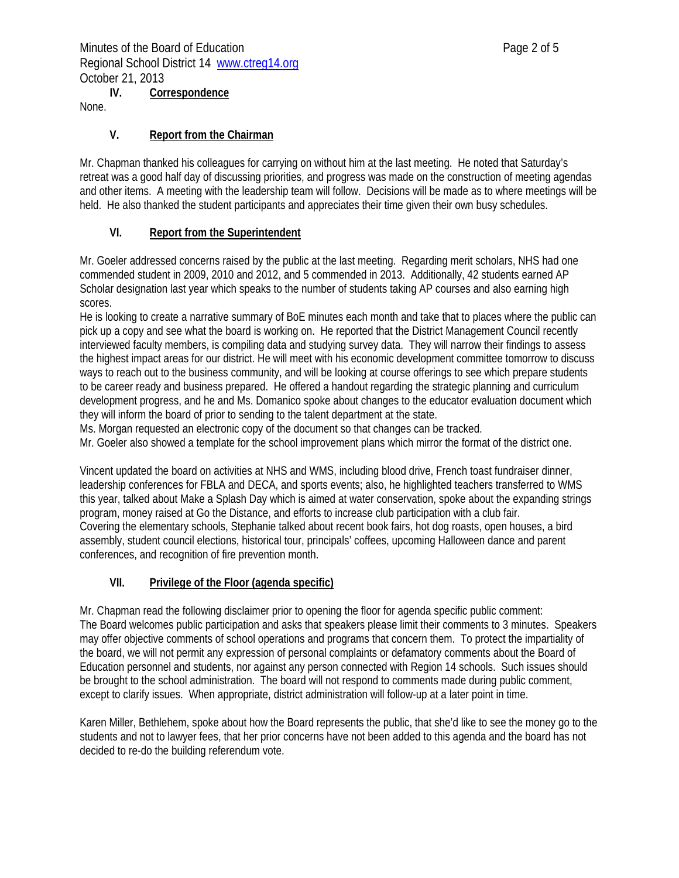## IV. Correspondence

None.

## V. Report from the Chairman

Mr. Chapman thanked his colleagues for carrying on without him at the last meeting. He noted that Saturday's retreat was a good half day of discussing priorities, and progress was made on the construction of meeting agendas and other items. A meeting with the leadership team will follow. Decisions will be made as to where meetings will be held. He also thanked the student participants and appreciates their time given their own busy schedules.

## VI. Report from the Superintendent

Mr. Goeler addressed concerns raised by the public at the last meeting. Regarding merit scholars, NHS had one commended student in 2009, 2010 and 2012, and 5 commended in 2013. Additionally, 42 students earned AP Scholar designation last year which speaks to the number of students taking AP courses and also earning high scores.

He is looking to create a narrative summary of BoE minutes each month and take that to places where the public can pick up a copy and see what the board is working on. He reported that the District Management Council recently interviewed faculty members, is compiling data and studying survey data. They will narrow their findings to assess the highest impact areas for our district. He will meet with his economic development committee tomorrow to discuss ways to reach out to the business community, and will be looking at course offerings to see which prepare students to be career ready and business prepared. He offered a handout regarding the strategic planning and curriculum development progress, and he and Ms. Domanico spoke about changes to the educator evaluation document which they will inform the board of prior to sending to the talent department at the state.

Ms. Morgan requested an electronic copy of the document so that changes can be tracked.

Mr. Goeler also showed a template for the school improvement plans which mirror the format of the district one.

Vincent updated the board on activities at NHS and WMS, including blood drive, French toast fundraiser dinner, leadership conferences for FBLA and DECA, and sports events; also, he highlighted teachers transferred to WMS this year, talked about Make a Splash Day which is aimed at water conservation, spoke about the expanding strings program, money raised at Go the Distance, and efforts to increase club participation with a club fair.

Covering the elementary schools, Stephanie talked about recent book fairs, hot dog roasts, open houses, a bird assembly, student council elections, historical tour, principals' coffees, upcoming Halloween dance and parent conferences, and recognition of fire prevention month.

## VII. Privilege of the Floor (agenda specific)

Mr. Chapman read the following disclaimer prior to opening the floor for agenda specific public comment:

The Board welcomes public participation and asks that speakers please limit their comments to 3 minutes. Speakers may offer objective comments of school operations and programs that concern them. To protect the impartiality of the board, we will not permit any expression of personal complaints or defamatory comments about the Board of Education personnel and students, nor against any person connected with Region 14 schools. Such issues should be brought to the school administration. The board will not respond to comments made during public comment, except to clarify issues. When appropriate, district administration will follow-up at a later point in time.

Karen Miller, Bethlehem, spoke about how the Board represents the public, that she'd like to see the money go to the students and not to lawyer fees, that her prior concerns have not been added to this agenda and the board has not decided to re-do the building referendum vote.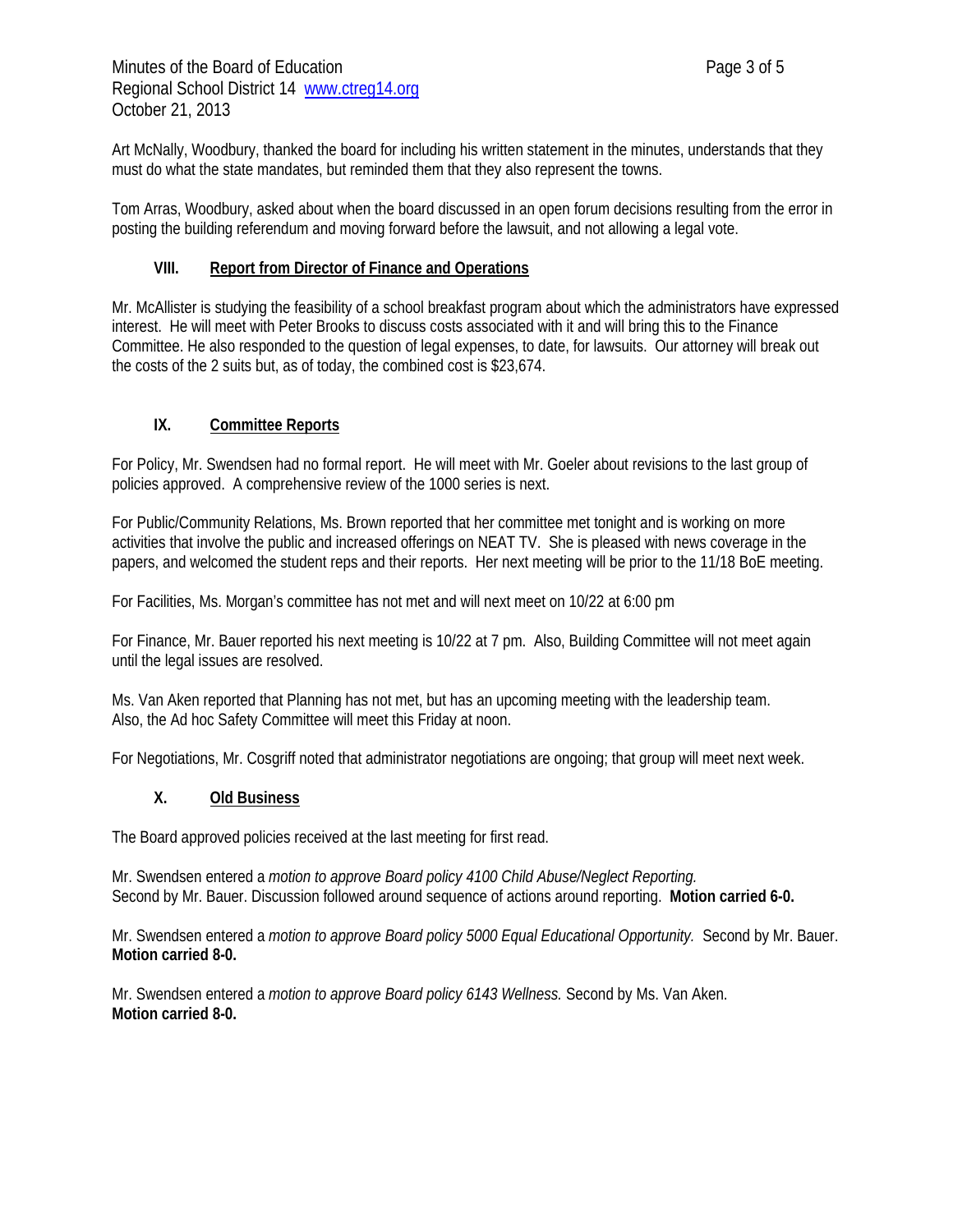Art McNally, Woodbury, thanked the board for including his written statement in the minutes, understands that they must do what the state mandates, but reminded them that they also represent the towns.

Tom Arras, Woodbury, asked about when the board discussed in an open forum decisions resulting from the error in posting the building referendum and moving forward before the lawsuit, and not allowing a legal vote.

## VIII. Report from Director of Finance and Operations

Mr. McAllister is studying the feasibility of a school breakfast program about which the administrators have expressed interest. He will meet with Peter Brooks to discuss costs associated with it and will bring this to the Finance Committee. He also responded to the question of legal expenses, to date, for lawsuits. Our attorney will break out the costs of the 2 suits but, as of today, the combined cost is $23,674.

## IX. Committee Reports

For Policy, Mr. Swendsen had no formal report. He will meet with Mr. Goeler about revisions to the last group of policies approved. A comprehensive review of the 1000 series is next.

For Public/Community Relations, Ms. Brown reported that her committee met tonight and is working on more activities that involve the public and increased offerings on NEAT TV. She is pleased with news coverage in the papers, and welcomed the student reps and their reports. Her next meeting will be prior to the 11/18 BoE meeting.

For Facilities, Ms. Morgan's committee has not met and will next meet on 10/22 at 6:00 pm

For Finance, Mr. Bauer reported his next meeting is 10/22 at 7 pm. Also, Building Committee will not meet again until the legal issues are resolved.

Ms. Van Aken reported that Planning has not met, but has an upcoming meeting with the leadership team. Also, the Ad hoc Safety Committee will meet this Friday at noon.

For Negotiations, Mr. Cosgriff noted that administrator negotiations are ongoing; that group will meet next week.

## X. Old Business

The Board approved policies received at the last meeting for first read.

Mr. Swendsen entered a *motion to approve Board policy 4100 Child Abuse/Neglect Reporting.* Second by Mr. Bauer. Discussion followed around sequence of actions around reporting. **Motion carried 6-0.**

Mr. Swendsen entered a *motion to approve Board policy 5000 Equal Educational Opportunity.* Second by Mr. Bauer. **Motion carried 8-0.**

Mr. Swendsen entered a *motion to approve Board policy 6143 Wellness.* Second by Ms. Van Aken. **Motion carried 8-0.**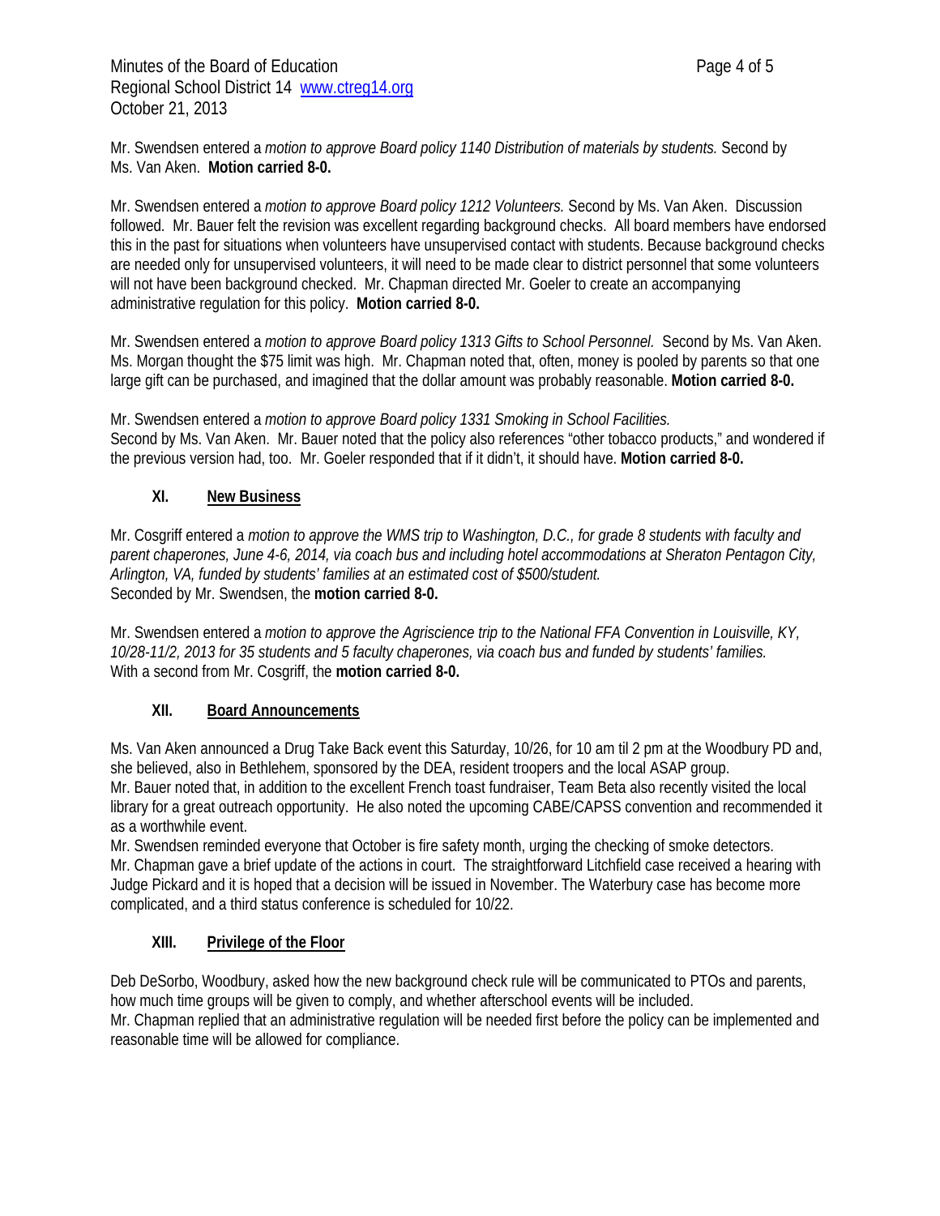Mr. Swendsen entered a *motion to approve Board policy 1140 Distribution of materials by students.* Second by Ms. Van Aken. **Motion carried 8-0.**

Mr. Swendsen entered a *motion to approve Board policy 1212 Volunteers.* Second by Ms. Van Aken. Discussion followed. Mr. Bauer felt the revision was excellent regarding background checks. All board members have endorsed this in the past for situations when volunteers have unsupervised contact with students. Because background checks are needed only for unsupervised volunteers, it will need to be made clear to district personnel that some volunteers will not have been background checked. Mr. Chapman directed Mr. Goeler to create an accompanying administrative regulation for this policy. **Motion carried 8-0.**

Mr. Swendsen entered a *motion to approve Board policy 1313 Gifts to School Personnel.* Second by Ms. Van Aken. Ms. Morgan thought the $75 limit was high. Mr. Chapman noted that, often, money is pooled by parents so that one large gift can be purchased, and imagined that the dollar amount was probably reasonable. **Motion carried 8-0.**

Mr. Swendsen entered a *motion to approve Board policy 1331 Smoking in School Facilities.*
Second by Ms. Van Aken. Mr. Bauer noted that the policy also references "other tobacco products," and wondered if the previous version had, too. Mr. Goeler responded that if it didn't, it should have. **Motion carried 8-0.**

## XI. New Business

Mr. Cosgriff entered a *motion to approve the WMS trip to Washington, D.C., for grade 8 students with faculty and parent chaperones, June 4-6, 2014, via coach bus and including hotel accommodations at Sheraton Pentagon City, Arlington, VA, funded by students' families at an estimated cost of $500/student.*
Seconded by Mr. Swendsen, the **motion carried 8-0.**

Mr. Swendsen entered a *motion to approve the Agriscience trip to the National FFA Convention in Louisville, KY, 10/28-11/2, 2013 for 35 students and 5 faculty chaperones, via coach bus and funded by students' families.*
With a second from Mr. Cosgriff, the **motion carried 8-0.**

## XII. Board Announcements

Ms. Van Aken announced a Drug Take Back event this Saturday, 10/26, for 10 am til 2 pm at the Woodbury PD and, she believed, also in Bethlehem, sponsored by the DEA, resident troopers and the local ASAP group.
Mr. Bauer noted that, in addition to the excellent French toast fundraiser, Team Beta also recently visited the local library for a great outreach opportunity. He also noted the upcoming CABE/CAPSS convention and recommended it as a worthwhile event.
Mr. Swendsen reminded everyone that October is fire safety month, urging the checking of smoke detectors.
Mr. Chapman gave a brief update of the actions in court. The straightforward Litchfield case received a hearing with Judge Pickard and it is hoped that a decision will be issued in November. The Waterbury case has become more complicated, and a third status conference is scheduled for 10/22.

## XIII. Privilege of the Floor

Deb DeSorbo, Woodbury, asked how the new background check rule will be communicated to PTOs and parents, how much time groups will be given to comply, and whether afterschool events will be included.
Mr. Chapman replied that an administrative regulation will be needed first before the policy can be implemented and reasonable time will be allowed for compliance.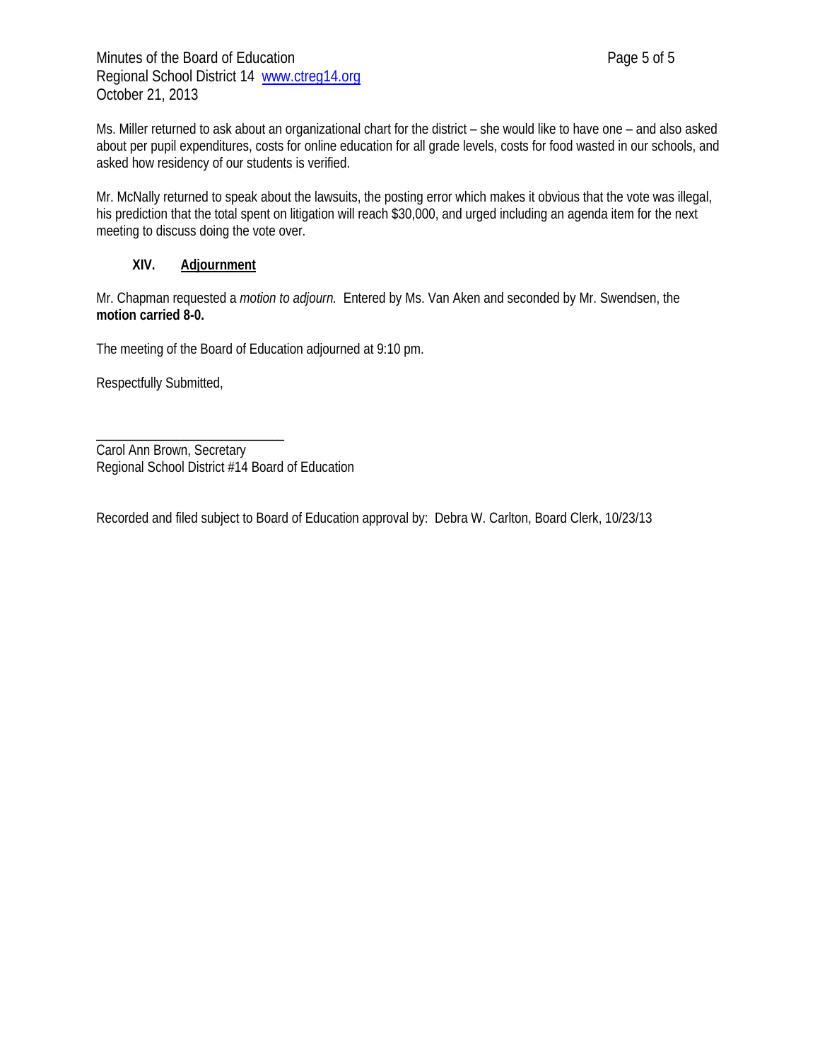Ms. Miller returned to ask about an organizational chart for the district – she would like to have one – and also asked about per pupil expenditures, costs for online education for all grade levels, costs for food wasted in our schools, and asked how residency of our students is verified.

Mr. McNally returned to speak about the lawsuits, the posting error which makes it obvious that the vote was illegal, his prediction that the total spent on litigation will reach $30,000, and urged including an agenda item for the next meeting to discuss doing the vote over.

### XIV. Adjournment

Mr. Chapman requested a *motion to adjourn.* Entered by Ms. Van Aken and seconded by Mr. Swendsen, the **motion carried 8-0.**

The meeting of the Board of Education adjourned at 9:10 pm.

Respectfully Submitted,

\_\_\_\_\_\_\_\_\_\_\_\_\_\_\_\_\_\_\_\_\_\_\_\_\_\_\_\_
Carol Ann Brown, Secretary
Regional School District #14 Board of Education

Recorded and filed subject to Board of Education approval by: Debra W. Carlton, Board Clerk, 10/23/13